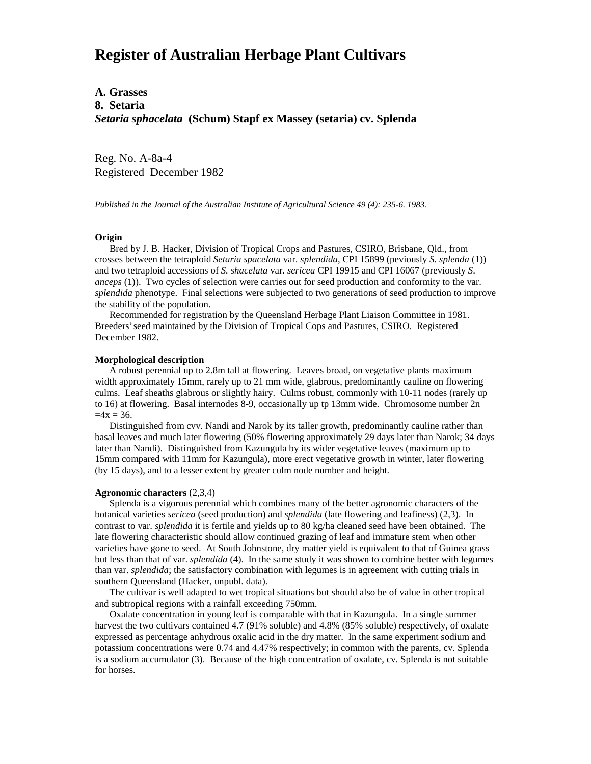# Register of Australian Herbage Plant Cultivars

**A. Grasses**
**8. Setaria**
***Setaria sphacelata* (Schum) Stapf ex Massey (setaria) cv. Splenda**

Reg. No. A-8a-4
Registered December 1982

*Published in the Journal of the Australian Institute of Agricultural Science 49 (4): 235-6. 1983.*

**Origin**

Bred by J. B. Hacker, Division of Tropical Crops and Pastures, CSIRO, Brisbane, Qld., from crosses between the tetraploid *Setaria spacelata* var. *splendida*, CPI 15899 (peviously *S. splenda* (1)) and two tetraploid accessions of *S. shacelata* var. *sericea* CPI 19915 and CPI 16067 (previously *S. anceps* (1)). Two cycles of selection were carries out for seed production and conformity to the var. *splendida* phenotype. Final selections were subjected to two generations of seed production to improve the stability of the population.

Recommended for registration by the Queensland Herbage Plant Liaison Committee in 1981. Breeders' seed maintained by the Division of Tropical Cops and Pastures, CSIRO. Registered December 1982.

**Morphological description**

A robust perennial up to 2.8m tall at flowering. Leaves broad, on vegetative plants maximum width approximately 15mm, rarely up to 21 mm wide, glabrous, predominantly cauline on flowering culms. Leaf sheaths glabrous or slightly hairy. Culms robust, commonly with 10-11 nodes (rarely up to 16) at flowering. Basal internodes 8-9, occasionally up tp 13mm wide. Chromosome number $2n = 4x = 36$.

Distinguished from cvv. Nandi and Narok by its taller growth, predominantly cauline rather than basal leaves and much later flowering (50% flowering approximately 29 days later than Narok; 34 days later than Nandi). Distinguished from Kazungula by its wider vegetative leaves (maximum up to 15mm compared with 11mm for Kazungula), more erect vegetative growth in winter, later flowering (by 15 days), and to a lesser extent by greater culm node number and height.

**Agronomic characters** (2,3,4)

Splenda is a vigorous perennial which combines many of the better agronomic characters of the botanical varieties *sericea* (seed production) and *splendida* (late flowering and leafiness) (2,3). In contrast to var. *splendida* it is fertile and yields up to 80 kg/ha cleaned seed have been obtained. The late flowering characteristic should allow continued grazing of leaf and immature stem when other varieties have gone to seed. At South Johnstone, dry matter yield is equivalent to that of Guinea grass but less than that of var. *splendida* (4). In the same study it was shown to combine better with legumes than var. *splendida*; the satisfactory combination with legumes is in agreement with cutting trials in southern Queensland (Hacker, unpubl. data).

The cultivar is well adapted to wet tropical situations but should also be of value in other tropical and subtropical regions with a rainfall exceeding 750mm.

Oxalate concentration in young leaf is comparable with that in Kazungula. In a single summer harvest the two cultivars contained 4.7 (91% soluble) and 4.8% (85% soluble) respectively, of oxalate expressed as percentage anhydrous oxalic acid in the dry matter. In the same experiment sodium and potassium concentrations were 0.74 and 4.47% respectively; in common with the parents, cv. Splenda is a sodium accumulator (3). Because of the high concentration of oxalate, cv. Splenda is not suitable for horses.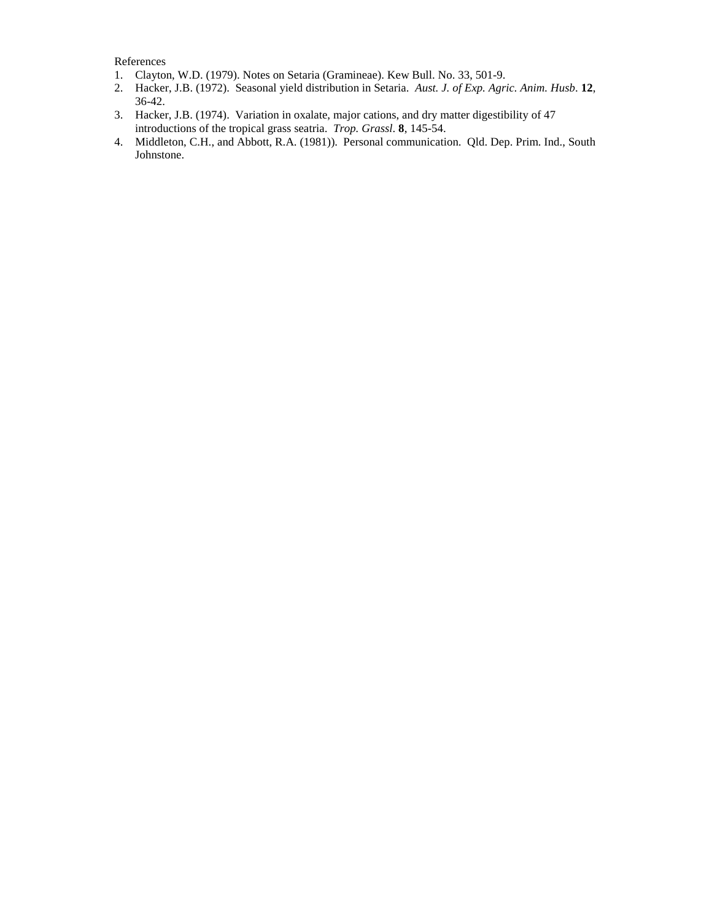References

1. Clayton, W.D. (1979). Notes on Setaria (Gramineae). Kew Bull. No. 33, 501-9.
2. Hacker, J.B. (1972). Seasonal yield distribution in Setaria. *Aust. J. of Exp. Agric. Anim. Husb*. **12**, 36-42.
3. Hacker, J.B. (1974). Variation in oxalate, major cations, and dry matter digestibility of 47 introductions of the tropical grass seatria. *Trop. Grassl*. **8**, 145-54.
4. Middleton, C.H., and Abbott, R.A. (1981)). Personal communication. Qld. Dep. Prim. Ind., South Johnstone.